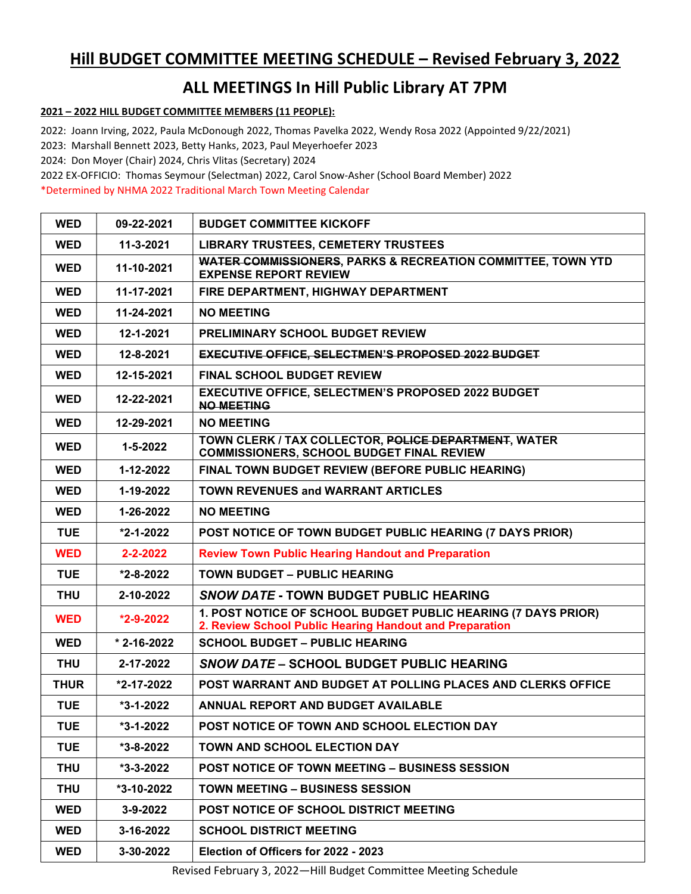# Hill BUDGET COMMITTEE MEETING SCHEDULE – Revised February 3, 2022

## ALL MEETINGS In Hill Public Library AT 7PM

**2021 – 2022 HILL BUDGET COMMITTEE MEMBERS (11 PEOPLE):**

2022: Joann Irving, 2022, Paula McDonough 2022, Thomas Pavelka 2022, Wendy Rosa 2022 (Appointed 9/22/2021)

2023: Marshall Bennett 2023, Betty Hanks, 2023, Paul Meyerhoefer 2023

2024: Don Moyer (Chair) 2024, Chris Vlitas (Secretary) 2024

2022 EX-OFFICIO: Thomas Seymour (Selectman) 2022, Carol Snow-Asher (School Board Member) 2022

*Determined by NHMA 2022 Traditional March Town Meeting Calendar

| | | |
|---|---|---|
| WED | 09-22-2021 | BUDGET COMMITTEE KICKOFF |
| WED | 11-3-2021 | LIBRARY TRUSTEES, CEMETERY TRUSTEES |
| WED | 11-10-2021 | ~~WATER COMMISSIONERS~~, PARKS & RECREATION COMMITTEE, TOWN YTD EXPENSE REPORT REVIEW |
| WED | 11-17-2021 | FIRE DEPARTMENT, HIGHWAY DEPARTMENT |
| WED | 11-24-2021 | NO MEETING |
| WED | 12-1-2021 | PRELIMINARY SCHOOL BUDGET REVIEW |
| WED | 12-8-2021 | ~~EXECUTIVE OFFICE, SELECTMEN'S PROPOSED 2022 BUDGET~~ |
| WED | 12-15-2021 | FINAL SCHOOL BUDGET REVIEW |
| WED | 12-22-2021 | EXECUTIVE OFFICE, SELECTMEN'S PROPOSED 2022 BUDGET ~~NO MEETING~~ |
| WED | 12-29-2021 | NO MEETING |
| WED | 1-5-2022 | TOWN CLERK / TAX COLLECTOR, ~~POLICE DEPARTMENT~~, WATER COMMISSIONERS, SCHOOL BUDGET FINAL REVIEW |
| WED | 1-12-2022 | FINAL TOWN BUDGET REVIEW (BEFORE PUBLIC HEARING) |
| WED | 1-19-2022 | TOWN REVENUES and WARRANT ARTICLES |
| WED | 1-26-2022 | NO MEETING |
| TUE | *2-1-2022 | POST NOTICE OF TOWN BUDGET PUBLIC HEARING (7 DAYS PRIOR) |
| WED | 2-2-2022 | Review Town Public Hearing Handout and Preparation |
| TUE | *2-8-2022 | TOWN BUDGET – PUBLIC HEARING |
| THU | 2-10-2022 | *SNOW DATE* - TOWN BUDGET PUBLIC HEARING |
| WED | *2-9-2022 | 1. POST NOTICE OF SCHOOL BUDGET PUBLIC HEARING (7 DAYS PRIOR) 2. Review School Public Hearing Handout and Preparation |
| WED | * 2-16-2022 | SCHOOL BUDGET – PUBLIC HEARING |
| THU | 2-17-2022 | *SNOW DATE* – SCHOOL BUDGET PUBLIC HEARING |
| THUR | *2-17-2022 | POST WARRANT AND BUDGET AT POLLING PLACES AND CLERKS OFFICE |
| TUE | *3-1-2022 | ANNUAL REPORT AND BUDGET AVAILABLE |
| TUE | *3-1-2022 | POST NOTICE OF TOWN AND SCHOOL ELECTION DAY |
| TUE | *3-8-2022 | TOWN AND SCHOOL ELECTION DAY |
| THU | *3-3-2022 | POST NOTICE OF TOWN MEETING – BUSINESS SESSION |
| THU | *3-10-2022 | TOWN MEETING – BUSINESS SESSION |
| WED | 3-9-2022 | POST NOTICE OF SCHOOL DISTRICT MEETING |
| WED | 3-16-2022 | SCHOOL DISTRICT MEETING |
| WED | 3-30-2022 | Election of Officers for 2022 - 2023 |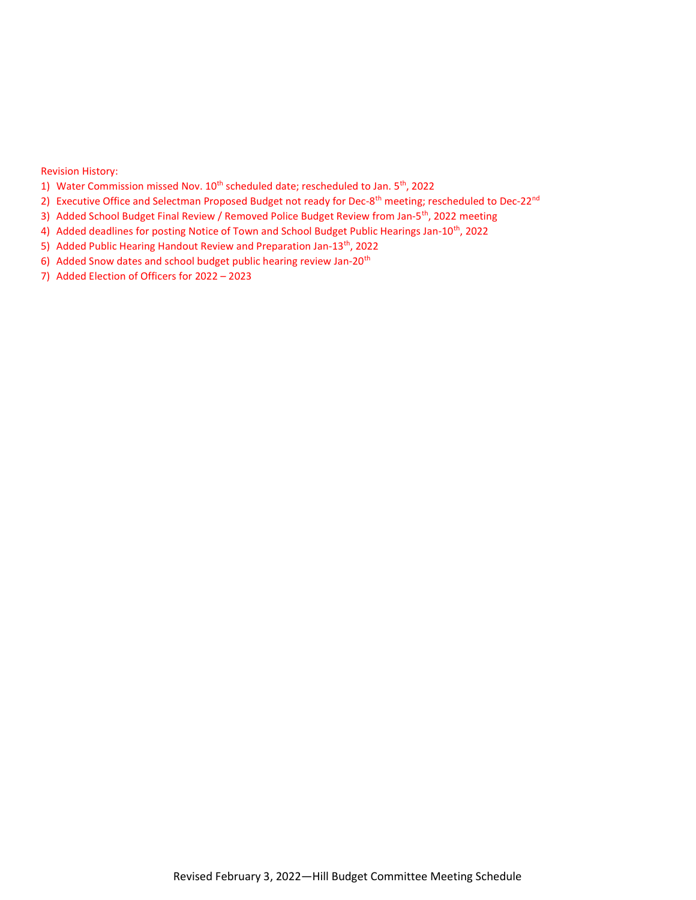Revision History:

1) Water Commission missed Nov. 10th scheduled date; rescheduled to Jan. 5th, 2022
2) Executive Office and Selectman Proposed Budget not ready for Dec-8th meeting; rescheduled to Dec-22nd
3) Added School Budget Final Review / Removed Police Budget Review from Jan-5th, 2022 meeting
4) Added deadlines for posting Notice of Town and School Budget Public Hearings Jan-10th, 2022
5) Added Public Hearing Handout Review and Preparation Jan-13th, 2022
6) Added Snow dates and school budget public hearing review Jan-20th
7) Added Election of Officers for 2022 – 2023